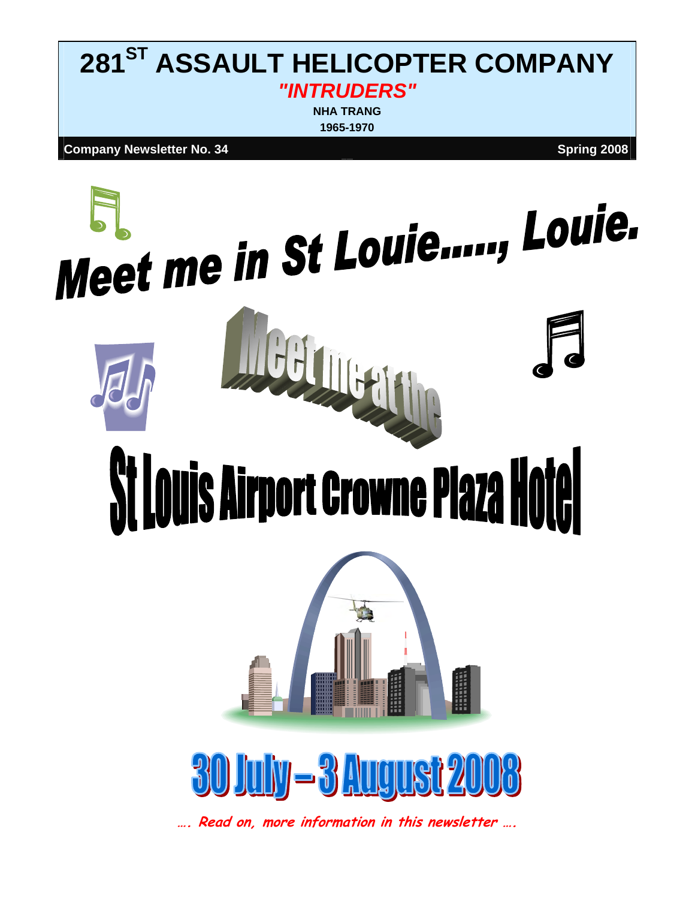# 281ST ASSAULT HELICOPTER COMPANY

***"INTRUDERS"***

**NHA TRANG**

**1965-1970**

**Company Newsletter No. 34** **Spring 2008**

# Meet me in St Louie....., Louie.

## Meet me at the

# St Louis Airport Crowne Plaza Hotel

# 30 July – 3 August 2008

***…. Read on, more information in this newsletter ….***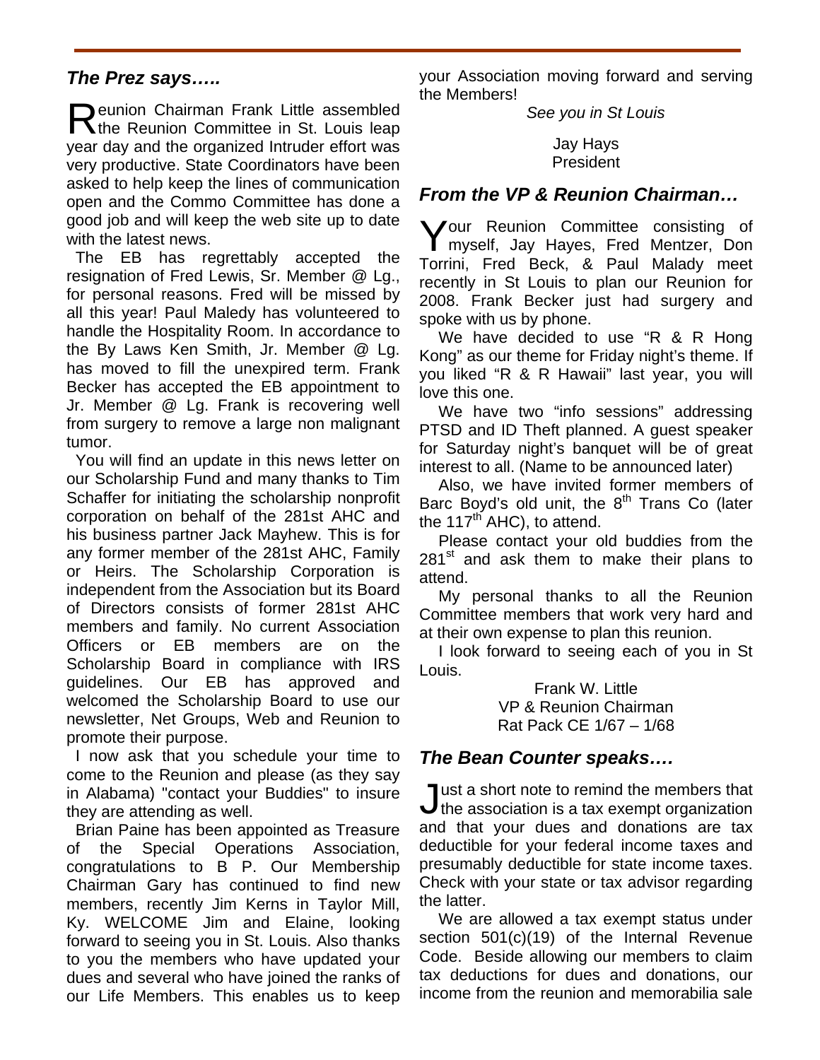## *The Prez says…..*

Reunion Chairman Frank Little assembled the Reunion Committee in St. Louis leap year day and the organized Intruder effort was very productive. State Coordinators have been asked to help keep the lines of communication open and the Commo Committee has done a good job and will keep the web site up to date with the latest news.

The EB has regrettably accepted the resignation of Fred Lewis, Sr. Member @ Lg., for personal reasons. Fred will be missed by all this year! Paul Maledy has volunteered to handle the Hospitality Room. In accordance to the By Laws Ken Smith, Jr. Member @ Lg. has moved to fill the unexpired term. Frank Becker has accepted the EB appointment to Jr. Member @ Lg. Frank is recovering well from surgery to remove a large non malignant tumor.

You will find an update in this news letter on our Scholarship Fund and many thanks to Tim Schaffer for initiating the scholarship nonprofit corporation on behalf of the 281st AHC and his business partner Jack Mayhew. This is for any former member of the 281st AHC, Family or Heirs. The Scholarship Corporation is independent from the Association but its Board of Directors consists of former 281st AHC members and family. No current Association Officers or EB members are on the Scholarship Board in compliance with IRS guidelines. Our EB has approved and welcomed the Scholarship Board to use our newsletter, Net Groups, Web and Reunion to promote their purpose.

I now ask that you schedule your time to come to the Reunion and please (as they say in Alabama) "contact your Buddies" to insure they are attending as well.

Brian Paine has been appointed as Treasure of the Special Operations Association, congratulations to B P. Our Membership Chairman Gary has continued to find new members, recently Jim Kerns in Taylor Mill, Ky. WELCOME Jim and Elaine, looking forward to seeing you in St. Louis. Also thanks to you the members who have updated your dues and several who have joined the ranks of our Life Members. This enables us to keep your Association moving forward and serving the Members!

*See you in St Louis*

Jay Hays
President

## *From the VP & Reunion Chairman…*

Your Reunion Committee consisting of myself, Jay Hayes, Fred Mentzer, Don Torrini, Fred Beck, & Paul Malady meet recently in St Louis to plan our Reunion for 2008. Frank Becker just had surgery and spoke with us by phone.

We have decided to use "R & R Hong Kong" as our theme for Friday night's theme. If you liked "R & R Hawaii" last year, you will love this one.

We have two "info sessions" addressing PTSD and ID Theft planned. A guest speaker for Saturday night's banquet will be of great interest to all. (Name to be announced later)

Also, we have invited former members of Barc Boyd's old unit, the 8th Trans Co (later the 117th AHC), to attend.

Please contact your old buddies from the 281st and ask them to make their plans to attend.

My personal thanks to all the Reunion Committee members that work very hard and at their own expense to plan this reunion.

I look forward to seeing each of you in St Louis.

Frank W. Little
VP & Reunion Chairman
Rat Pack CE 1/67 – 1/68

## *The Bean Counter speaks….*

Just a short note to remind the members that the association is a tax exempt organization and that your dues and donations are tax deductible for your federal income taxes and presumably deductible for state income taxes. Check with your state or tax advisor regarding the latter.

We are allowed a tax exempt status under section 501(c)(19) of the Internal Revenue Code. Beside allowing our members to claim tax deductions for dues and donations, our income from the reunion and memorabilia sale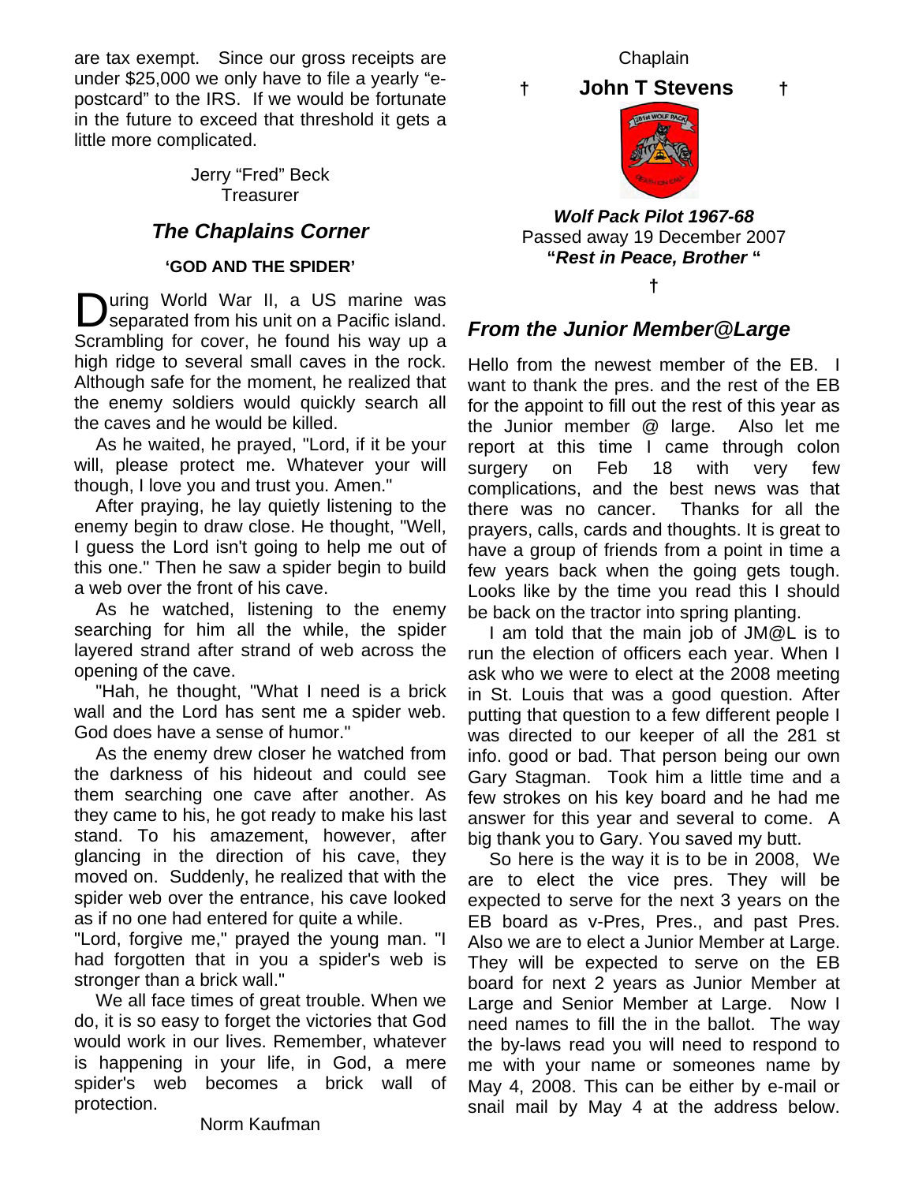are tax exempt. Since our gross receipts are under $25,000 we only have to file a yearly "e-postcard" to the IRS. If we would be fortunate in the future to exceed that threshold it gets a little more complicated.

Jerry "Fred" Beck
Treasurer

## *The Chaplains Corner*

**'GOD AND THE SPIDER'**

During World War II, a US marine was separated from his unit on a Pacific island. Scrambling for cover, he found his way up a high ridge to several small caves in the rock. Although safe for the moment, he realized that the enemy soldiers would quickly search all the caves and he would be killed.

As he waited, he prayed, "Lord, if it be your will, please protect me. Whatever your will though, I love you and trust you. Amen."

After praying, he lay quietly listening to the enemy begin to draw close. He thought, "Well, I guess the Lord isn't going to help me out of this one." Then he saw a spider begin to build a web over the front of his cave.

As he watched, listening to the enemy searching for him all the while, the spider layered strand after strand of web across the opening of the cave.

"Hah, he thought, "What I need is a brick wall and the Lord has sent me a spider web. God does have a sense of humor."

As the enemy drew closer he watched from the darkness of his hideout and could see them searching one cave after another. As they came to his, he got ready to make his last stand. To his amazement, however, after glancing in the direction of his cave, they moved on. Suddenly, he realized that with the spider web over the entrance, his cave looked as if no one had entered for quite a while.

"Lord, forgive me," prayed the young man. "I had forgotten that in you a spider's web is stronger than a brick wall."

We all face times of great trouble. When we do, it is so easy to forget the victories that God would work in our lives. Remember, whatever is happening in your life, in God, a mere spider's web becomes a brick wall of protection.

Norm Kaufman

Chaplain

† **John T Stevens** †

***Wolf Pack Pilot 1967-68***
Passed away 19 December 2007
**"*Rest in Peace, Brother* "**

†

## *From the Junior Member@Large*

Hello from the newest member of the EB. I want to thank the pres. and the rest of the EB for the appoint to fill out the rest of this year as the Junior member @ large. Also let me report at this time I came through colon surgery on Feb 18 with very few complications, and the best news was that there was no cancer. Thanks for all the prayers, calls, cards and thoughts. It is great to have a group of friends from a point in time a few years back when the going gets tough. Looks like by the time you read this I should be back on the tractor into spring planting.

I am told that the main job of JM@L is to run the election of officers each year. When I ask who we were to elect at the 2008 meeting in St. Louis that was a good question. After putting that question to a few different people I was directed to our keeper of all the 281 st info. good or bad. That person being our own Gary Stagman. Took him a little time and a few strokes on his key board and he had me answer for this year and several to come. A big thank you to Gary. You saved my butt.

So here is the way it is to be in 2008, We are to elect the vice pres. They will be expected to serve for the next 3 years on the EB board as v-Pres, Pres., and past Pres. Also we are to elect a Junior Member at Large. They will be expected to serve on the EB board for next 2 years as Junior Member at Large and Senior Member at Large. Now I need names to fill the in the ballot. The way the by-laws read you will need to respond to me with your name or someones name by May 4, 2008. This can be either by e-mail or snail mail by May 4 at the address below.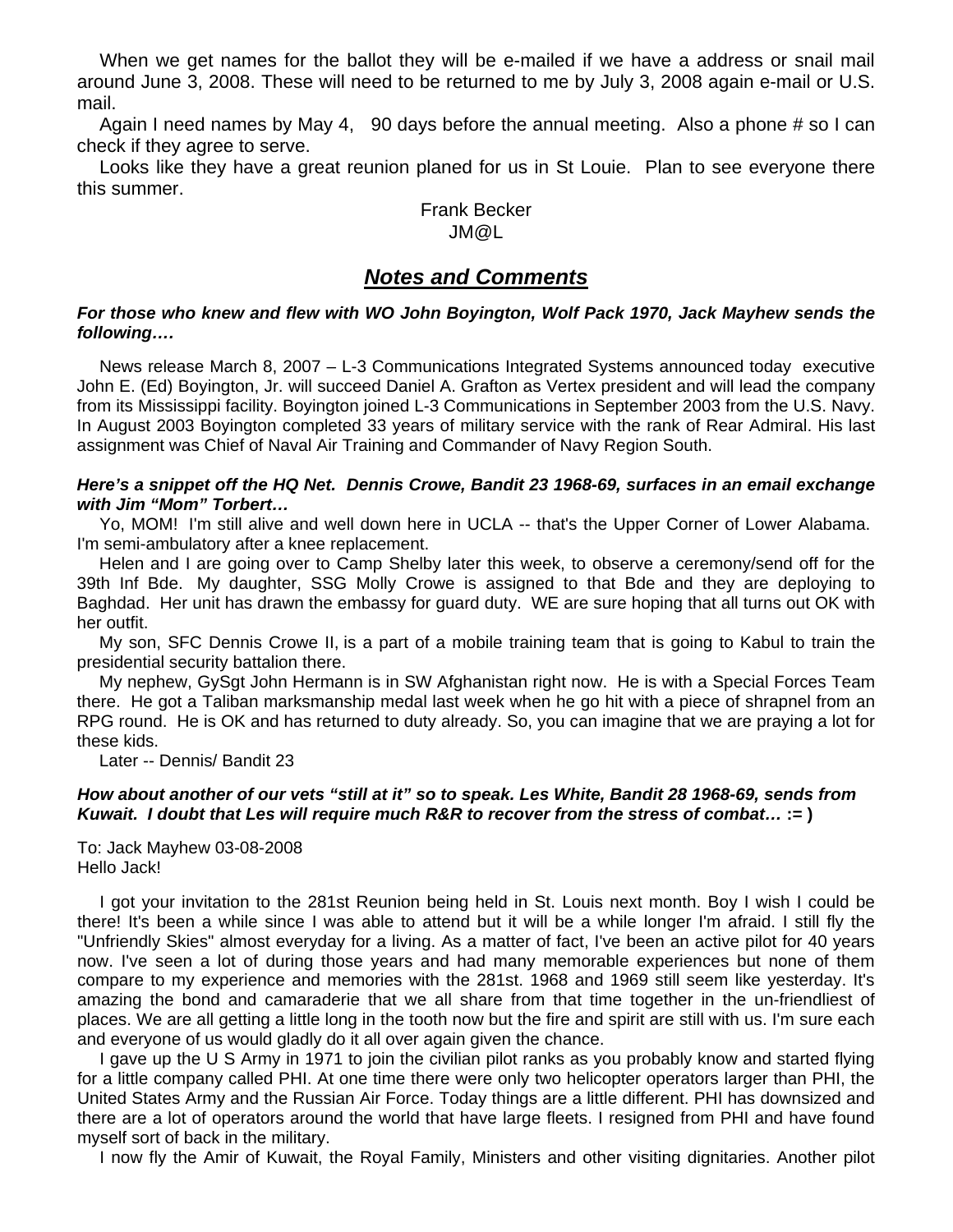When we get names for the ballot they will be e-mailed if we have a address or snail mail around June 3, 2008. These will need to be returned to me by July 3, 2008 again e-mail or U.S. mail.

Again I need names by May 4,   90 days before the annual meeting.  Also a phone # so I can check if they agree to serve.

Looks like they have a great reunion planed for us in St Louie.  Plan to see everyone there this summer.

Frank Becker
JM@L

## ***Notes and Comments***

***For those who knew and flew with WO John Boyington, Wolf Pack 1970, Jack Mayhew sends the following….***

News release March 8, 2007 – L-3 Communications Integrated Systems announced today  executive John E. (Ed) Boyington, Jr. will succeed Daniel A. Grafton as Vertex president and will lead the company from its Mississippi facility. Boyington joined L-3 Communications in September 2003 from the U.S. Navy. In August 2003 Boyington completed 33 years of military service with the rank of Rear Admiral. His last assignment was Chief of Naval Air Training and Commander of Navy Region South.

***Here's a snippet off the HQ Net.  Dennis Crowe, Bandit 23 1968-69, surfaces in an email exchange with Jim "Mom" Torbert…***

Yo, MOM!  I'm still alive and well down here in UCLA -- that's the Upper Corner of Lower Alabama.  I'm semi-ambulatory after a knee replacement.

Helen and I are going over to Camp Shelby later this week, to observe a ceremony/send off for the 39th Inf Bde.  My daughter, SSG Molly Crowe is assigned to that Bde and they are deploying to Baghdad.  Her unit has drawn the embassy for guard duty.  WE are sure hoping that all turns out OK with her outfit.

My son, SFC Dennis Crowe II, is a part of a mobile training team that is going to Kabul to train the presidential security battalion there.

My nephew, GySgt John Hermann is in SW Afghanistan right now.  He is with a Special Forces Team there.  He got a Taliban marksmanship medal last week when he go hit with a piece of shrapnel from an RPG round.  He is OK and has returned to duty already. So, you can imagine that we are praying a lot for these kids.

Later -- Dennis/ Bandit 23

***How about another of our vets "still at it" so to speak. Les White, Bandit 28 1968-69, sends from Kuwait.  I doubt that Les will require much R&R to recover from the stress of combat…*** **:= )**

To: Jack Mayhew 03-08-2008
Hello Jack!

I got your invitation to the 281st Reunion being held in St. Louis next month. Boy I wish I could be there! It's been a while since I was able to attend but it will be a while longer I'm afraid. I still fly the "Unfriendly Skies" almost everyday for a living. As a matter of fact, I've been an active pilot for 40 years now. I've seen a lot of during those years and had many memorable experiences but none of them compare to my experience and memories with the 281st. 1968 and 1969 still seem like yesterday. It's amazing the bond and camaraderie that we all share from that time together in the un-friendliest of places. We are all getting a little long in the tooth now but the fire and spirit are still with us. I'm sure each and everyone of us would gladly do it all over again given the chance.

I gave up the U S Army in 1971 to join the civilian pilot ranks as you probably know and started flying for a little company called PHI. At one time there were only two helicopter operators larger than PHI, the United States Army and the Russian Air Force. Today things are a little different. PHI has downsized and there are a lot of operators around the world that have large fleets. I resigned from PHI and have found myself sort of back in the military.

I now fly the Amir of Kuwait, the Royal Family, Ministers and other visiting dignitaries. Another pilot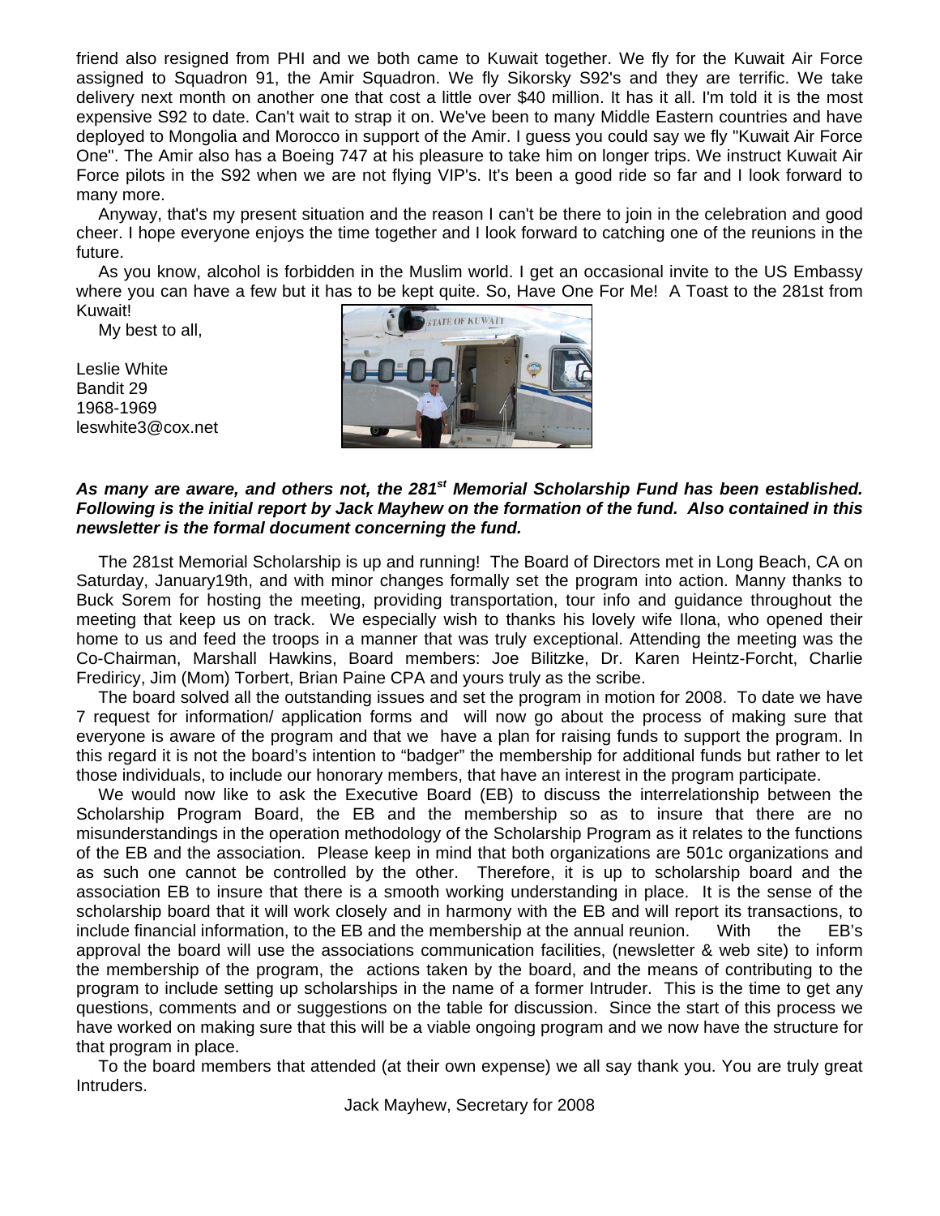friend also resigned from PHI and we both came to Kuwait together. We fly for the Kuwait Air Force assigned to Squadron 91, the Amir Squadron. We fly Sikorsky S92's and they are terrific. We take delivery next month on another one that cost a little over $40 million. It has it all. I'm told it is the most expensive S92 to date. Can't wait to strap it on. We've been to many Middle Eastern countries and have deployed to Mongolia and Morocco in support of the Amir. I guess you could say we fly "Kuwait Air Force One". The Amir also has a Boeing 747 at his pleasure to take him on longer trips. We instruct Kuwait Air Force pilots in the S92 when we are not flying VIP's. It's been a good ride so far and I look forward to many more.

Anyway, that's my present situation and the reason I can't be there to join in the celebration and good cheer. I hope everyone enjoys the time together and I look forward to catching one of the reunions in the future.

As you know, alcohol is forbidden in the Muslim world. I get an occasional invite to the US Embassy where you can have a few but it has to be kept quite. So, Have One For Me! A Toast to the 281st from Kuwait!

My best to all,

Leslie White
Bandit 29
1968-1969
leswhite3@cox.net

***As many are aware, and others not, the 281st Memorial Scholarship Fund has been established. Following is the initial report by Jack Mayhew on the formation of the fund. Also contained in this newsletter is the formal document concerning the fund.***

The 281st Memorial Scholarship is up and running! The Board of Directors met in Long Beach, CA on Saturday, January19th, and with minor changes formally set the program into action. Manny thanks to Buck Sorem for hosting the meeting, providing transportation, tour info and guidance throughout the meeting that keep us on track. We especially wish to thanks his lovely wife Ilona, who opened their home to us and feed the troops in a manner that was truly exceptional. Attending the meeting was the Co-Chairman, Marshall Hawkins, Board members: Joe Bilitzke, Dr. Karen Heintz-Forcht, Charlie Frediricy, Jim (Mom) Torbert, Brian Paine CPA and yours truly as the scribe.

The board solved all the outstanding issues and set the program in motion for 2008. To date we have 7 request for information/ application forms and will now go about the process of making sure that everyone is aware of the program and that we have a plan for raising funds to support the program. In this regard it is not the board's intention to "badger" the membership for additional funds but rather to let those individuals, to include our honorary members, that have an interest in the program participate.

We would now like to ask the Executive Board (EB) to discuss the interrelationship between the Scholarship Program Board, the EB and the membership so as to insure that there are no misunderstandings in the operation methodology of the Scholarship Program as it relates to the functions of the EB and the association. Please keep in mind that both organizations are 501c organizations and as such one cannot be controlled by the other. Therefore, it is up to scholarship board and the association EB to insure that there is a smooth working understanding in place. It is the sense of the scholarship board that it will work closely and in harmony with the EB and will report its transactions, to include financial information, to the EB and the membership at the annual reunion. With the EB's approval the board will use the associations communication facilities, (newsletter & web site) to inform the membership of the program, the actions taken by the board, and the means of contributing to the program to include setting up scholarships in the name of a former Intruder. This is the time to get any questions, comments and or suggestions on the table for discussion. Since the start of this process we have worked on making sure that this will be a viable ongoing program and we now have the structure for that program in place.

To the board members that attended (at their own expense) we all say thank you. You are truly great Intruders.

Jack Mayhew, Secretary for 2008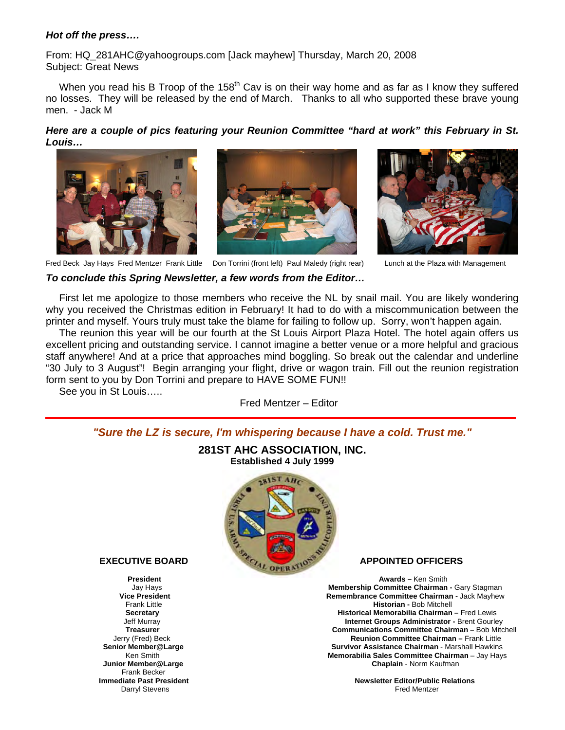***Hot off the press….***

From: HQ_281AHC@yahoogroups.com [Jack mayhew] Thursday, March 20, 2008
Subject: Great News

When you read his B Troop of the 158th Cav is on their way home and as far as I know they suffered no losses. They will be released by the end of March. Thanks to all who supported these brave young men. - Jack M

***Here are a couple of pics featuring your Reunion Committee "hard at work" this February in St. Louis…***

Fred Beck Jay Hays Fred Mentzer Frank Little

Don Torrini (front left) Paul Maledy (right rear)

Lunch at the Plaza with Management

***To conclude this Spring Newsletter, a few words from the Editor…***

First let me apologize to those members who receive the NL by snail mail. You are likely wondering why you received the Christmas edition in February! It had to do with a miscommunication between the printer and myself. Yours truly must take the blame for failing to follow up. Sorry, won't happen again.

The reunion this year will be our fourth at the St Louis Airport Plaza Hotel. The hotel again offers us excellent pricing and outstanding service. I cannot imagine a better venue or a more helpful and gracious staff anywhere! And at a price that approaches mind boggling. So break out the calendar and underline "30 July to 3 August"! Begin arranging your flight, drive or wagon train. Fill out the reunion registration form sent to you by Don Torrini and prepare to HAVE SOME FUN!!

See you in St Louis…..

Fred Mentzer – Editor

---

***"Sure the LZ is secure, I'm whispering because I have a cold. Trust me."***

**281ST AHC ASSOCIATION, INC.**
**Established 4 July 1999**

**EXECUTIVE BOARD**

**President**
Jay Hays
**Vice President**
Frank Little
**Secretary**
Jeff Murray
**Treasurer**
Jerry (Fred) Beck
**Senior Member@Large**
Ken Smith
**Junior Member@Large**
Frank Becker
**Immediate Past President**
Darryl Stevens

**APPOINTED OFFICERS**

**Awards –** Ken Smith
**Membership Committee Chairman -** Gary Stagman
**Remembrance Committee Chairman -** Jack Mayhew
**Historian -** Bob Mitchell
**Historical Memorabilia Chairman –** Fred Lewis
**Internet Groups Administrator -** Brent Gourley
**Communications Committee Chairman –** Bob Mitchell
**Reunion Committee Chairman –** Frank Little
**Survivor Assistance Chairman** - Marshall Hawkins
**Memorabilia Sales Committee Chairman** – Jay Hays
**Chaplain** - Norm Kaufman

**Newsletter Editor/Public Relations**
Fred Mentzer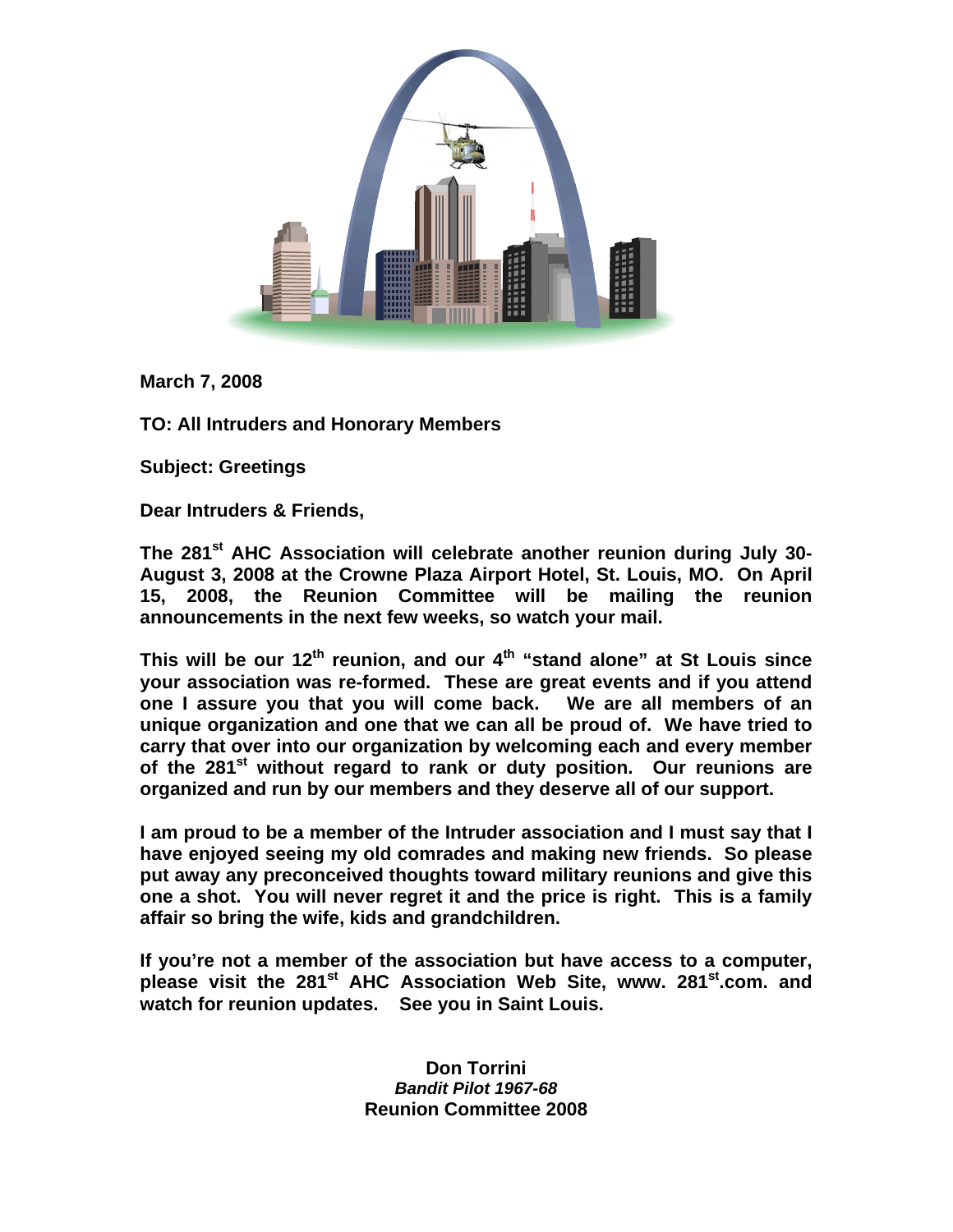**March 7, 2008**

**TO: All Intruders and Honorary Members**

**Subject: Greetings**

**Dear Intruders & Friends,**

**The 281st AHC Association will celebrate another reunion during July 30-August 3, 2008 at the Crowne Plaza Airport Hotel, St. Louis, MO. On April 15, 2008, the Reunion Committee will be mailing the reunion announcements in the next few weeks, so watch your mail.**

**This will be our 12th reunion, and our 4th "stand alone" at St Louis since your association was re-formed. These are great events and if you attend one I assure you that you will come back. We are all members of an unique organization and one that we can all be proud of. We have tried to carry that over into our organization by welcoming each and every member of the 281st without regard to rank or duty position. Our reunions are organized and run by our members and they deserve all of our support.**

**I am proud to be a member of the Intruder association and I must say that I have enjoyed seeing my old comrades and making new friends. So please put away any preconceived thoughts toward military reunions and give this one a shot. You will never regret it and the price is right. This is a family affair so bring the wife, kids and grandchildren.**

**If you're not a member of the association but have access to a computer, please visit the 281st AHC Association Web Site, www. 281st.com. and watch for reunion updates. See you in Saint Louis.**

**Don Torrini**
***Bandit Pilot 1967-68***
**Reunion Committee 2008**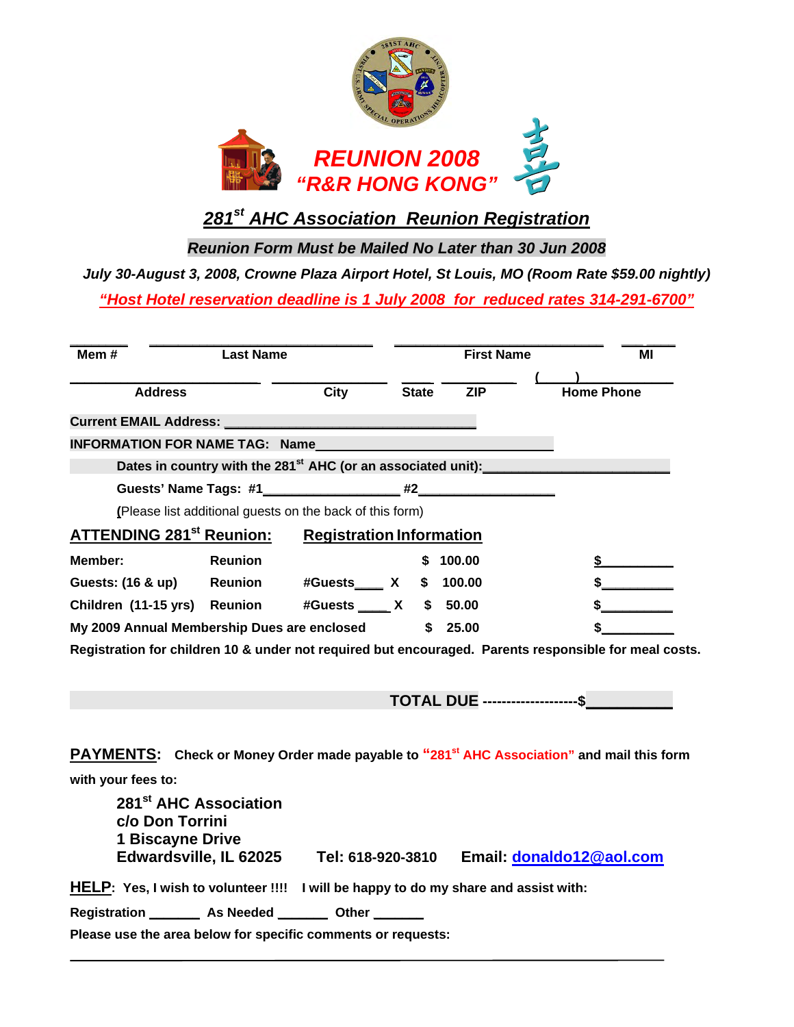# REUNION 2008
# "R&R HONG KONG"

## 281st AHC Association Reunion Registration

**Reunion Form Must be Mailed No Later than 30 Jun 2008**

***July 30-August 3, 2008, Crowne Plaza Airport Hotel, St Louis, MO (Room Rate $59.00 nightly)***

***"Host Hotel reservation deadline is 1 July 2008 for reduced rates 314-291-6700"***

| Mem # | Last Name | First Name | MI |
|---|---|---|---|
| ______ | ______________________ | ______________________ | ____ |

| Address | City | State | ZIP | Home Phone |
|---|---|---|---|---|
| ______________ | __________ | ____ | ______ | (____) ________ |

**Current EMAIL Address:** ______________________________

**INFORMATION FOR NAME TAG: Name**______________________________

**Dates in country with the 281st AHC (or an associated unit):**______________________

**Guests' Name Tags: #1**________________ **#2**________________

(Please list additional guests on the back of this form)

**ATTENDING 281st Reunion:** **Registration Information**

| | | | | | |
|---|---|---|---|---|---|
| **Member:** | **Reunion** | | | **$ 100.00** | **$**_________ |
| **Guests: (16 & up)** | **Reunion** | **#Guests____** | **X** | **$ 100.00** | **$**_________ |
| **Children (11-15 yrs)** | **Reunion** | **#Guests ____** | **X** | **$ 50.00** | **$**_________ |
| **My 2009 Annual Membership Dues are enclosed** | | | | **$ 25.00** | **$**_________ |

**Registration for children 10 & under not required but encouraged. Parents responsible for meal costs.**

**TOTAL DUE --------------------$**_________

**PAYMENTS: Check or Money Order made payable to "281st AHC Association" and mail this form with your fees to:**

**281st AHC Association**
**c/o Don Torrini**
**1 Biscayne Drive**
**Edwardsville, IL 62025** **Tel: 618-920-3810** **Email: donaldo12@aol.com**

**HELP: Yes, I wish to volunteer !!!! I will be happy to do my share and assist with:**

**Registration** ______ **As Needed** ______ **Other** ______

**Please use the area below for specific comments or requests:**

______________________________________________________________